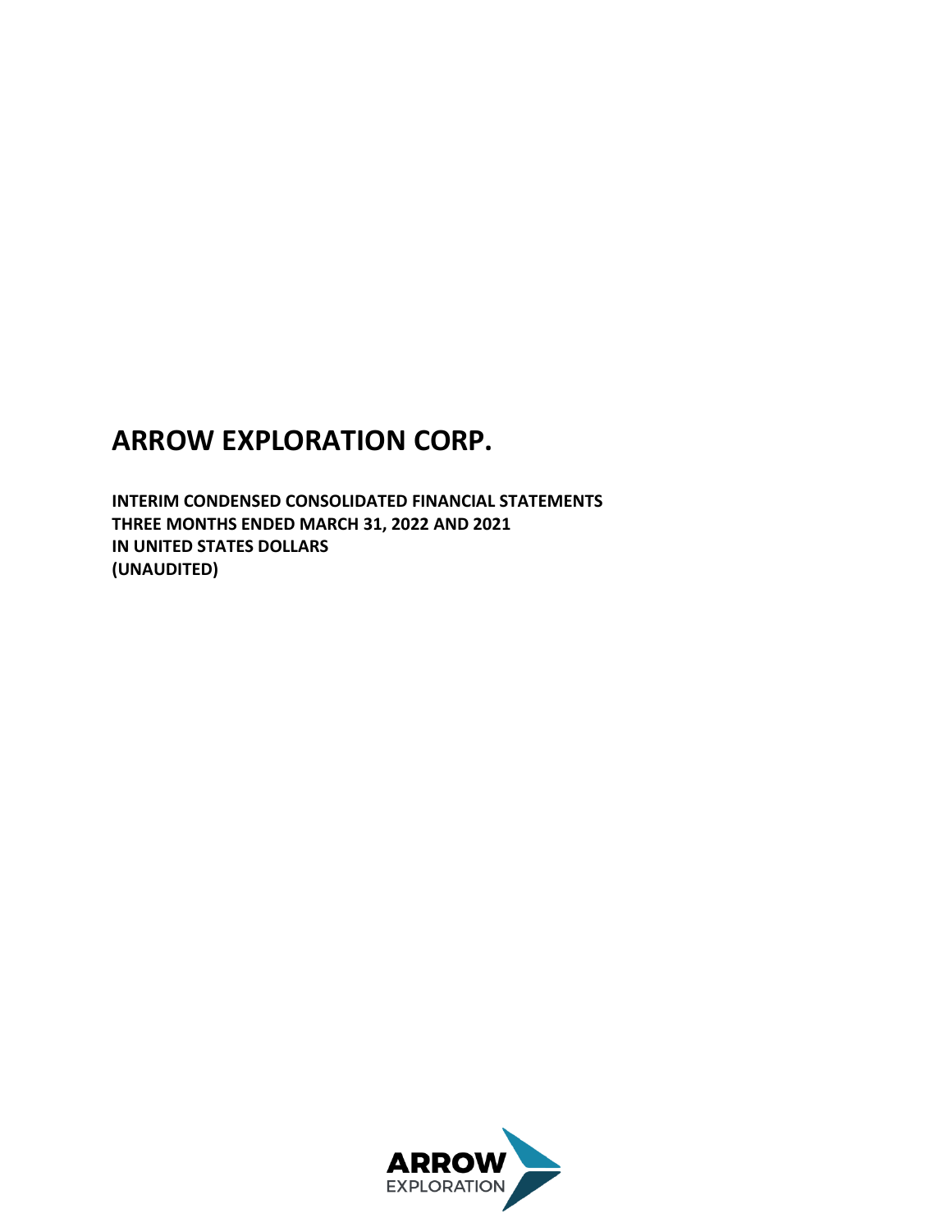# ARROW EXPLORATION CORP.

**INTERIM CONDENSED CONSOLIDATED FINANCIAL STATEMENTS**
**THREE MONTHS ENDED MARCH 31, 2022 AND 2021**
**IN UNITED STATES DOLLARS**
**(UNAUDITED)**

ARROW
EXPLORATION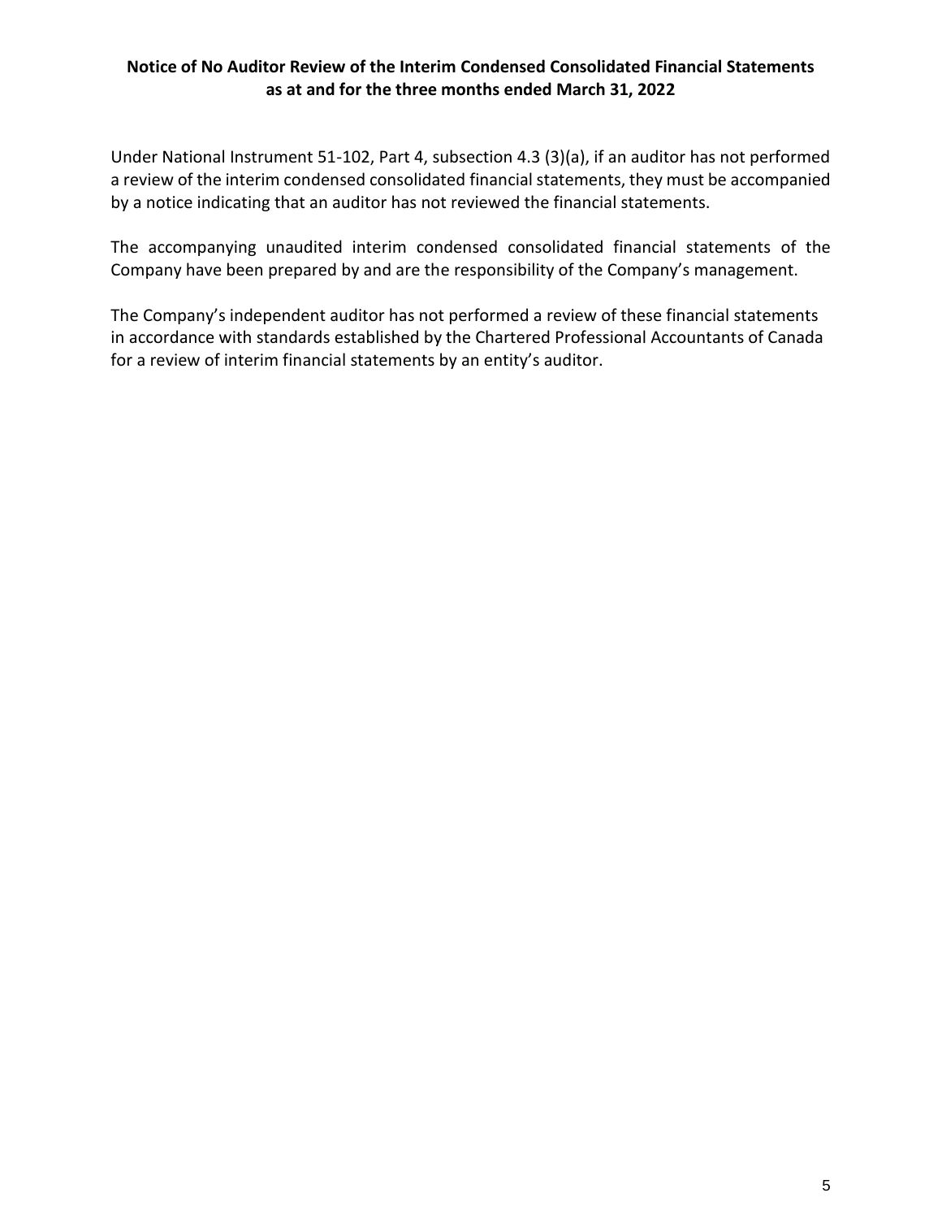**Notice of No Auditor Review of the Interim Condensed Consolidated Financial Statements as at and for the three months ended March 31, 2022**

Under National Instrument 51-102, Part 4, subsection 4.3 (3)(a), if an auditor has not performed a review of the interim condensed consolidated financial statements, they must be accompanied by a notice indicating that an auditor has not reviewed the financial statements.

The accompanying unaudited interim condensed consolidated financial statements of the Company have been prepared by and are the responsibility of the Company's management.

The Company's independent auditor has not performed a review of these financial statements in accordance with standards established by the Chartered Professional Accountants of Canada for a review of interim financial statements by an entity's auditor.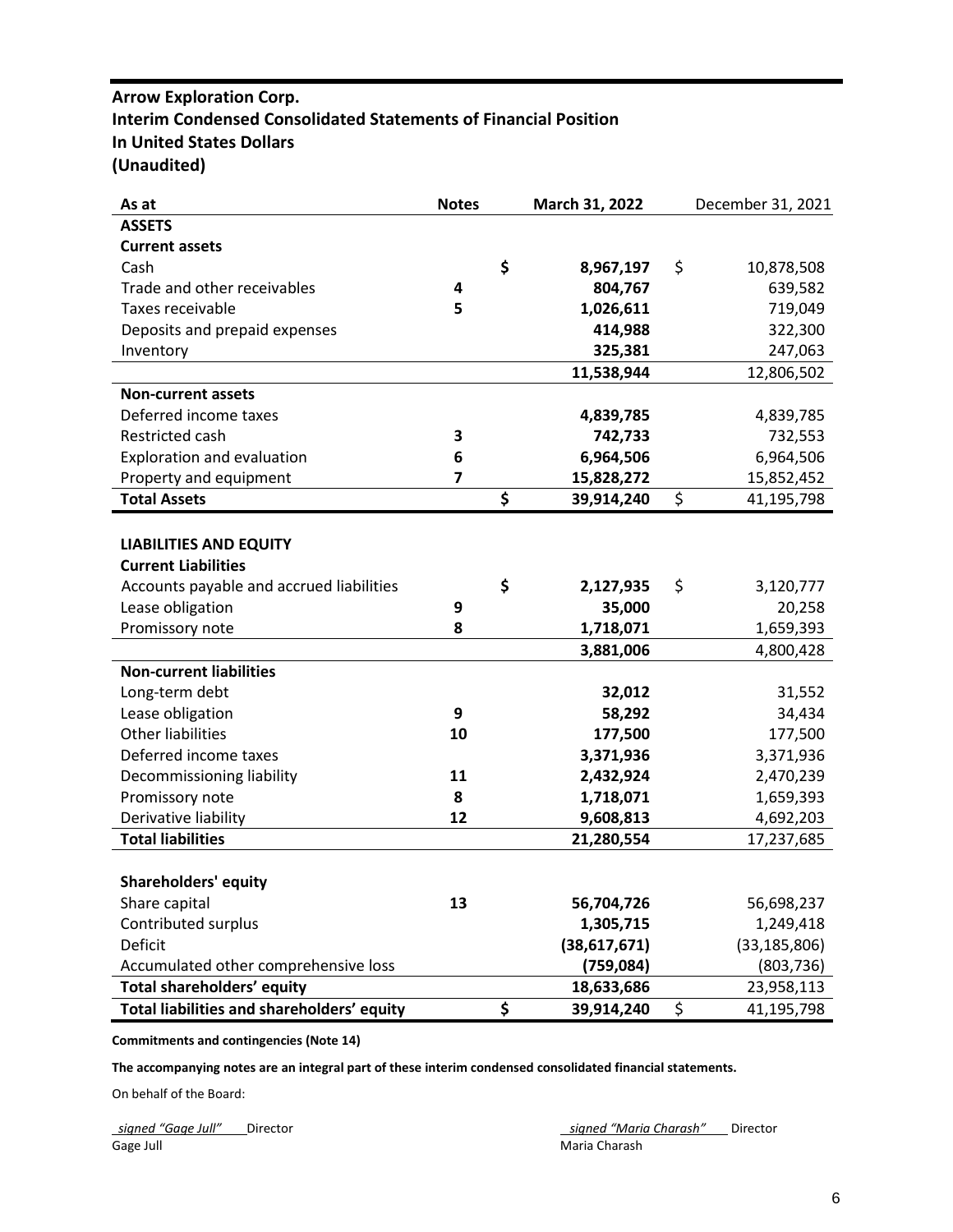# Arrow Exploration Corp.
## Interim Condensed Consolidated Statements of Financial Position
## In United States Dollars
## (Unaudited)

| As at | Notes | March 31, 2022 | December 31, 2021 |
|---|---|---|---|
| **ASSETS** | | | |
| **Current assets** | | | |
| Cash | | **$ 8,967,197** | $ 10,878,508 |
| Trade and other receivables | **4** | **804,767** | 639,582 |
| Taxes receivable | **5** | **1,026,611** | 719,049 |
| Deposits and prepaid expenses | | **414,988** | 322,300 |
| Inventory | | **325,381** | 247,063 |
| | | **11,538,944** | 12,806,502 |
| **Non-current assets** | | | |
| Deferred income taxes | | **4,839,785** | 4,839,785 |
| Restricted cash | **3** | **742,733** | 732,553 |
| Exploration and evaluation | **6** | **6,964,506** | 6,964,506 |
| Property and equipment | **7** | **15,828,272** | 15,852,452 |
| **Total Assets** | | **$ 39,914,240** | $ 41,195,798 |
| | | | |
| **LIABILITIES AND EQUITY** | | | |
| **Current Liabilities** | | | |
| Accounts payable and accrued liabilities | | **$ 2,127,935** | $ 3,120,777 |
| Lease obligation | **9** | **35,000** | 20,258 |
| Promissory note | **8** | **1,718,071** | 1,659,393 |
| | | **3,881,006** | 4,800,428 |
| **Non-current liabilities** | | | |
| Long-term debt | | **32,012** | 31,552 |
| Lease obligation | **9** | **58,292** | 34,434 |
| Other liabilities | **10** | **177,500** | 177,500 |
| Deferred income taxes | | **3,371,936** | 3,371,936 |
| Decommissioning liability | **11** | **2,432,924** | 2,470,239 |
| Promissory note | **8** | **1,718,071** | 1,659,393 |
| Derivative liability | **12** | **9,608,813** | 4,692,203 |
| **Total liabilities** | | **21,280,554** | 17,237,685 |
| | | | |
| **Shareholders' equity** | | | |
| Share capital | **13** | **56,704,726** | 56,698,237 |
| Contributed surplus | | **1,305,715** | 1,249,418 |
| Deficit | | **(38,617,671)** | (33,185,806) |
| Accumulated other comprehensive loss | | **(759,084)** | (803,736) |
| **Total shareholders' equity** | | **18,633,686** | 23,958,113 |
| **Total liabilities and shareholders' equity** | | **$ 39,914,240** | $ 41,195,798 |

**Commitments and contingencies (Note 14)**

**The accompanying notes are an integral part of these interim condensed consolidated financial statements.**

On behalf of the Board:

*signed "Gage Jull"* Director
Gage Jull

*signed "Maria Charash"* Director
Maria Charash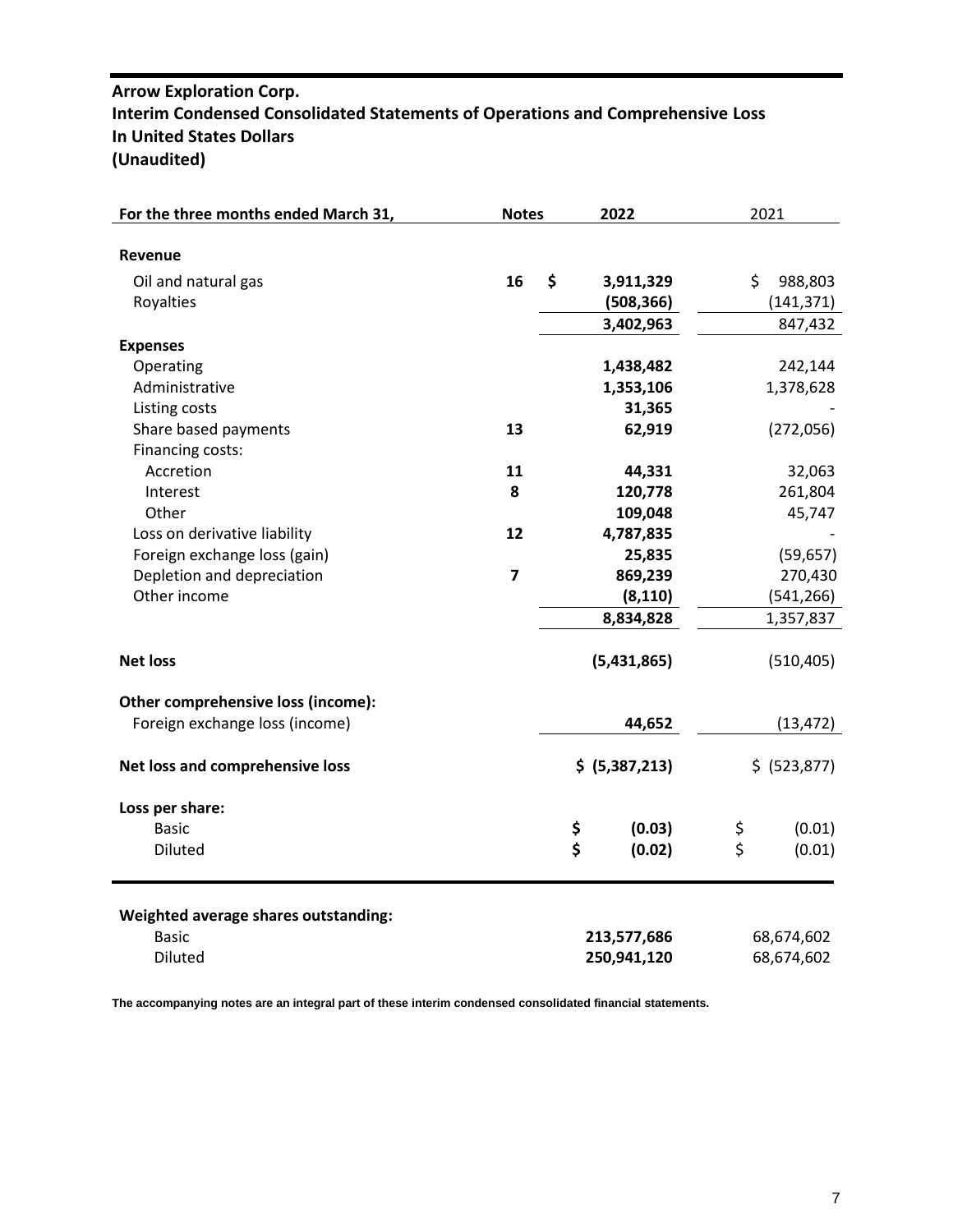# Arrow Exploration Corp.
## Interim Condensed Consolidated Statements of Operations and Comprehensive Loss
## In United States Dollars
## (Unaudited)

| For the three months ended March 31, | Notes | 2022 | 2021 |
|---|---|---|---|
| **Revenue** | | | |
| Oil and natural gas | 16 | $ 3,911,329 | $ 988,803 |
| Royalties | | (508,366) | (141,371) |
| | | 3,402,963 | 847,432 |
| **Expenses** | | | |
| Operating | | 1,438,482 | 242,144 |
| Administrative | | 1,353,106 | 1,378,628 |
| Listing costs | | 31,365 | - |
| Share based payments | 13 | 62,919 | (272,056) |
| Financing costs: | | | |
| Accretion | 11 | 44,331 | 32,063 |
| Interest | 8 | 120,778 | 261,804 |
| Other | | 109,048 | 45,747 |
| Loss on derivative liability | 12 | 4,787,835 | - |
| Foreign exchange loss (gain) | | 25,835 | (59,657) |
| Depletion and depreciation | 7 | 869,239 | 270,430 |
| Other income | | (8,110) | (541,266) |
| | | 8,834,828 | 1,357,837 |
| **Net loss** | | (5,431,865) | (510,405) |
| **Other comprehensive loss (income):** | | | |
| Foreign exchange loss (income) | | 44,652 | (13,472) |
| **Net loss and comprehensive loss** | | $ (5,387,213) | $ (523,877) |
| **Loss per share:** | | | |
| Basic | | $ (0.03) | $ (0.01) |
| Diluted | | $ (0.02) | $ (0.01) |

| **Weighted average shares outstanding:** | | |
|---|---|---|
| Basic | 213,577,686 | 68,674,602 |
| Diluted | 250,941,120 | 68,674,602 |

**The accompanying notes are an integral part of these interim condensed consolidated financial statements.**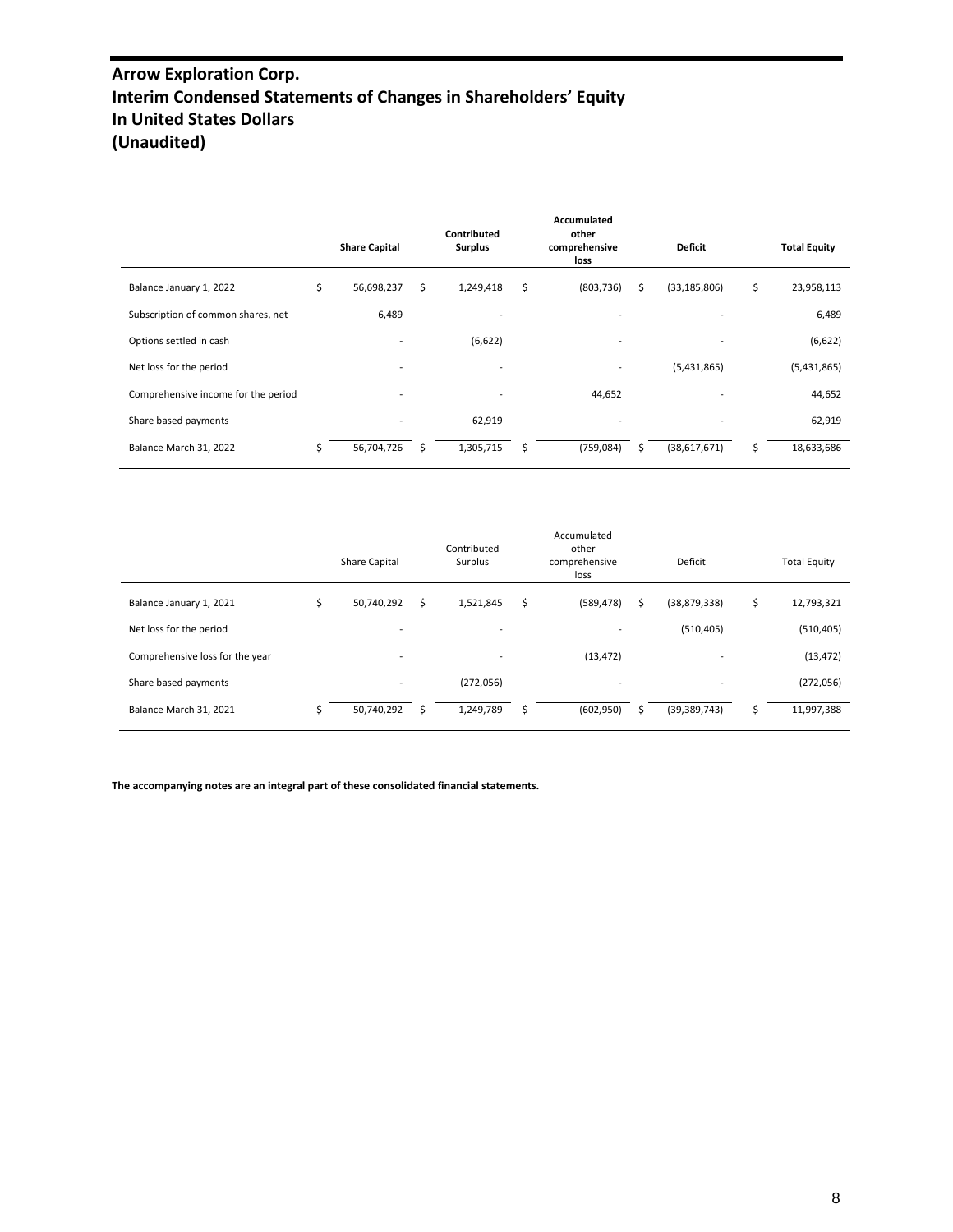# Arrow Exploration Corp.
# Interim Condensed Statements of Changes in Shareholders' Equity
# In United States Dollars
# (Unaudited)

| | Share Capital | Contributed Surplus | Accumulated other comprehensive loss | Deficit | Total Equity |
|---|---|---|---|---|---|
| Balance January 1, 2022 | $ 56,698,237 | $ 1,249,418 | $ (803,736) | $ (33,185,806) | $ 23,958,113 |
| Subscription of common shares, net | 6,489 | - | - | - | 6,489 |
| Options settled in cash | - | (6,622) | - | - | (6,622) |
| Net loss for the period | - | - | - | (5,431,865) | (5,431,865) |
| Comprehensive income for the period | - | - | 44,652 | - | 44,652 |
| Share based payments | - | 62,919 | - | - | 62,919 |
| Balance March 31, 2022 | $ 56,704,726 | $ 1,305,715 | $ (759,084) | $ (38,617,671) | $ 18,633,686 |

| | Share Capital | Contributed Surplus | Accumulated other comprehensive loss | Deficit | Total Equity |
|---|---|---|---|---|---|
| Balance January 1, 2021 | $ 50,740,292 | $ 1,521,845 | $ (589,478) | $ (38,879,338) | $ 12,793,321 |
| Net loss for the period | - | - | - | (510,405) | (510,405) |
| Comprehensive loss for the year | - | - | (13,472) | - | (13,472) |
| Share based payments | - | (272,056) | - | - | (272,056) |
| Balance March 31, 2021 | $ 50,740,292 | $ 1,249,789 | $ (602,950) | $ (39,389,743) | $ 11,997,388 |

**The accompanying notes are an integral part of these consolidated financial statements.**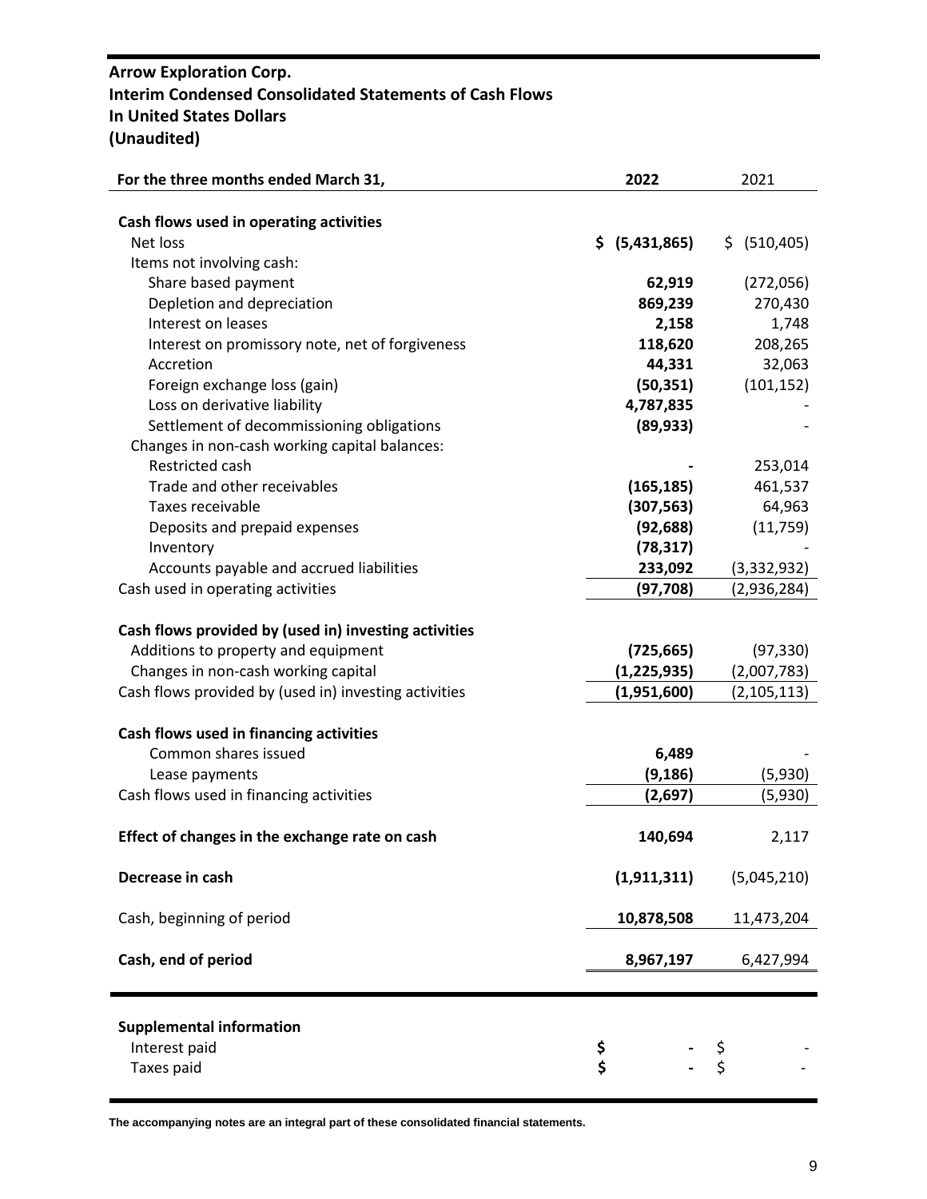**Arrow Exploration Corp.**
**Interim Condensed Consolidated Statements of Cash Flows**
**In United States Dollars**
**(Unaudited)**

| For the three months ended March 31, | 2022 | 2021 |
|---|---|---|
| **Cash flows used in operating activities** | | |
| Net loss | **$ (5,431,865)** | $ (510,405) |
| Items not involving cash: | | |
| Share based payment | **62,919** | (272,056) |
| Depletion and depreciation | **869,239** | 270,430 |
| Interest on leases | **2,158** | 1,748 |
| Interest on promissory note, net of forgiveness | **118,620** | 208,265 |
| Accretion | **44,331** | 32,063 |
| Foreign exchange loss (gain) | **(50,351)** | (101,152) |
| Loss on derivative liability | **4,787,835** | - |
| Settlement of decommissioning obligations | **(89,933)** | - |
| Changes in non-cash working capital balances: | | |
| Restricted cash | **-** | 253,014 |
| Trade and other receivables | **(165,185)** | 461,537 |
| Taxes receivable | **(307,563)** | 64,963 |
| Deposits and prepaid expenses | **(92,688)** | (11,759) |
| Inventory | **(78,317)** | - |
| Accounts payable and accrued liabilities | **233,092** | (3,332,932) |
| Cash used in operating activities | **(97,708)** | (2,936,284) |
| **Cash flows provided by (used in) investing activities** | | |
| Additions to property and equipment | **(725,665)** | (97,330) |
| Changes in non-cash working capital | **(1,225,935)** | (2,007,783) |
| Cash flows provided by (used in) investing activities | **(1,951,600)** | (2,105,113) |
| **Cash flows used in financing activities** | | |
| Common shares issued | **6,489** | - |
| Lease payments | **(9,186)** | (5,930) |
| Cash flows used in financing activities | **(2,697)** | (5,930) |
| **Effect of changes in the exchange rate on cash** | **140,694** | 2,117 |
| **Decrease in cash** | **(1,911,311)** | (5,045,210) |
| Cash, beginning of period | **10,878,508** | 11,473,204 |
| **Cash, end of period** | **8,967,197** | 6,427,994 |

| **Supplemental information** | | |
|---|---|---|
| Interest paid | **$ -** | $ - |
| Taxes paid | **$ -** | $ - |

**The accompanying notes are an integral part of these consolidated financial statements.**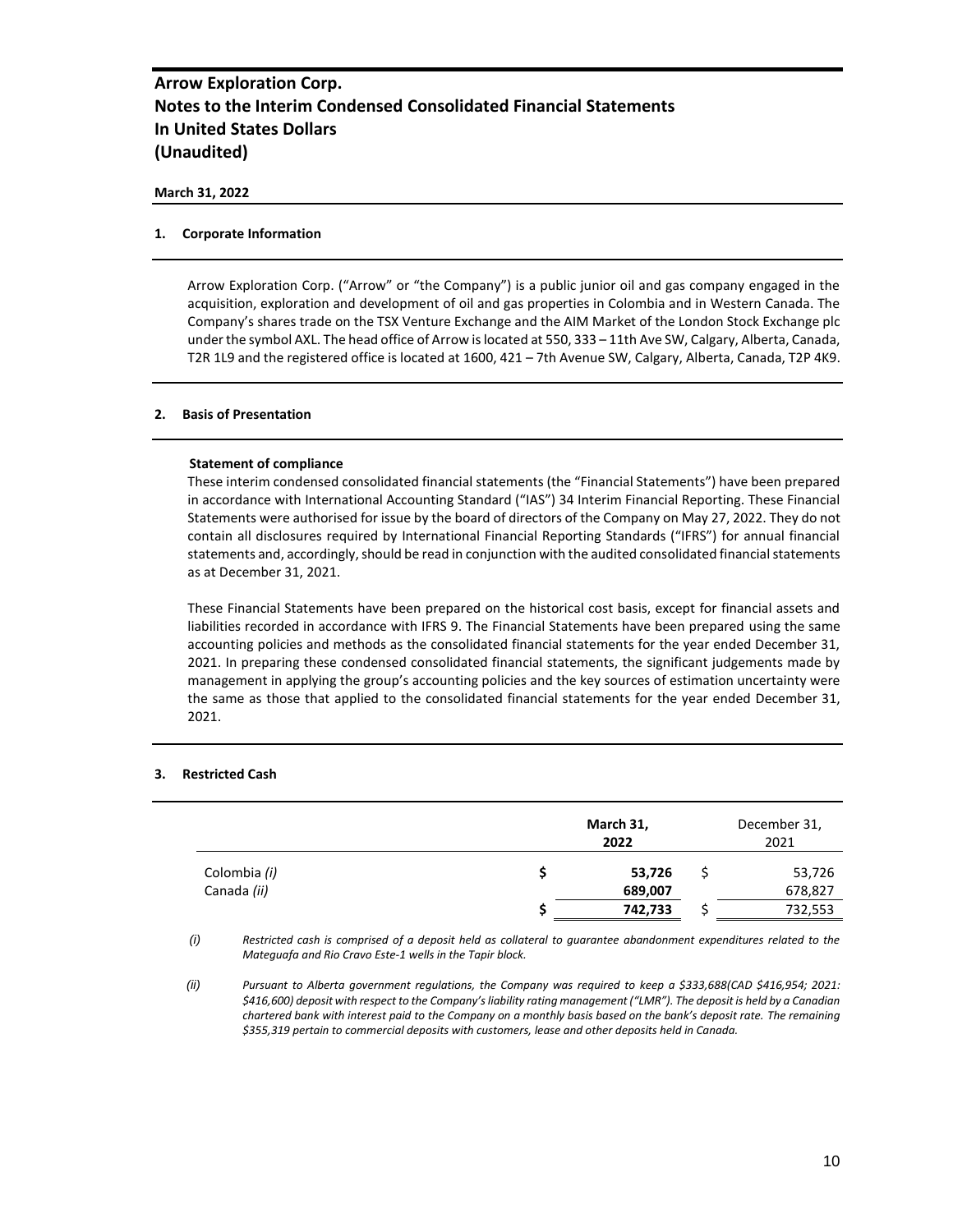# Arrow Exploration Corp.
# Notes to the Interim Condensed Consolidated Financial Statements
# In United States Dollars
# (Unaudited)

**March 31, 2022**

## 1. Corporate Information

Arrow Exploration Corp. ("Arrow" or "the Company") is a public junior oil and gas company engaged in the acquisition, exploration and development of oil and gas properties in Colombia and in Western Canada. The Company's shares trade on the TSX Venture Exchange and the AIM Market of the London Stock Exchange plc under the symbol AXL. The head office of Arrow is located at 550, 333 – 11th Ave SW, Calgary, Alberta, Canada, T2R 1L9 and the registered office is located at 1600, 421 – 7th Avenue SW, Calgary, Alberta, Canada, T2P 4K9.

## 2. Basis of Presentation

**Statement of compliance**

These interim condensed consolidated financial statements (the "Financial Statements") have been prepared in accordance with International Accounting Standard ("IAS") 34 Interim Financial Reporting. These Financial Statements were authorised for issue by the board of directors of the Company on May 27, 2022. They do not contain all disclosures required by International Financial Reporting Standards ("IFRS") for annual financial statements and, accordingly, should be read in conjunction with the audited consolidated financial statements as at December 31, 2021.

These Financial Statements have been prepared on the historical cost basis, except for financial assets and liabilities recorded in accordance with IFRS 9. The Financial Statements have been prepared using the same accounting policies and methods as the consolidated financial statements for the year ended December 31, 2021. In preparing these condensed consolidated financial statements, the significant judgements made by management in applying the group's accounting policies and the key sources of estimation uncertainty were the same as those that applied to the consolidated financial statements for the year ended December 31, 2021.

## 3. Restricted Cash

| | **March 31, 2022** | December 31, 2021 |
|---|---|---|
| Colombia *(i)* | **$ 53,726** | $ 53,726 |
| Canada *(ii)* | **689,007** | 678,827 |
| | **$ 742,733** | $ 732,553 |

*(i) Restricted cash is comprised of a deposit held as collateral to guarantee abandonment expenditures related to the Mateguafa and Rio Cravo Este-1 wells in the Tapir block.*

*(ii) Pursuant to Alberta government regulations, the Company was required to keep a $333,688(CAD $416,954; 2021: $416,600) deposit with respect to the Company's liability rating management ("LMR"). The deposit is held by a Canadian chartered bank with interest paid to the Company on a monthly basis based on the bank's deposit rate. The remaining $355,319 pertain to commercial deposits with customers, lease and other deposits held in Canada.*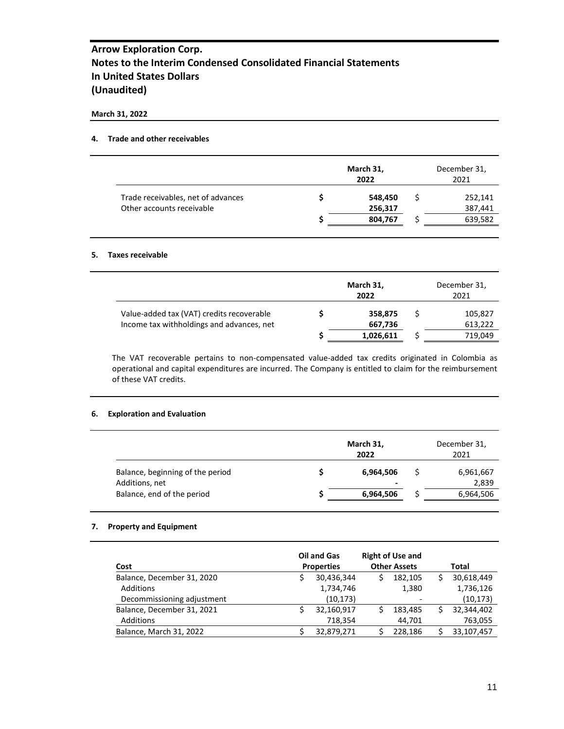# Arrow Exploration Corp.
# Notes to the Interim Condensed Consolidated Financial Statements
# In United States Dollars
# (Unaudited)

**March 31, 2022**

### 4. Trade and other receivables

| | March 31, 2022 | December 31, 2021 |
|---|---|---|
| Trade receivables, net of advances | **$ 548,450** | $ 252,141 |
| Other accounts receivable | **256,317** | 387,441 |
| | **$ 804,767** | $ 639,582 |

### 5. Taxes receivable

| | March 31, 2022 | December 31, 2021 |
|---|---|---|
| Value-added tax (VAT) credits recoverable | **$ 358,875** | $ 105,827 |
| Income tax withholdings and advances, net | **667,736** | 613,222 |
| | **$ 1,026,611** | $ 719,049 |

The VAT recoverable pertains to non-compensated value-added tax credits originated in Colombia as operational and capital expenditures are incurred. The Company is entitled to claim for the reimbursement of these VAT credits.

### 6. Exploration and Evaluation

| | March 31, 2022 | December 31, 2021 |
|---|---|---|
| Balance, beginning of the period | **$ 6,964,506** | $ 6,961,667 |
| Additions, net | **-** | 2,839 |
| Balance, end of the period | **$ 6,964,506** | $ 6,964,506 |

### 7. Property and Equipment

| Cost | Oil and Gas Properties | Right of Use and Other Assets | Total |
|---|---|---|---|
| Balance, December 31, 2020 | $ 30,436,344 | $ 182,105 | $ 30,618,449 |
| Additions | 1,734,746 | 1,380 | 1,736,126 |
| Decommissioning adjustment | (10,173) | - | (10,173) |
| Balance, December 31, 2021 | $ 32,160,917 | $ 183,485 | $ 32,344,402 |
| Additions | 718,354 | 44,701 | 763,055 |
| Balance, March 31, 2022 | $ 32,879,271 | $ 228,186 | $ 33,107,457 |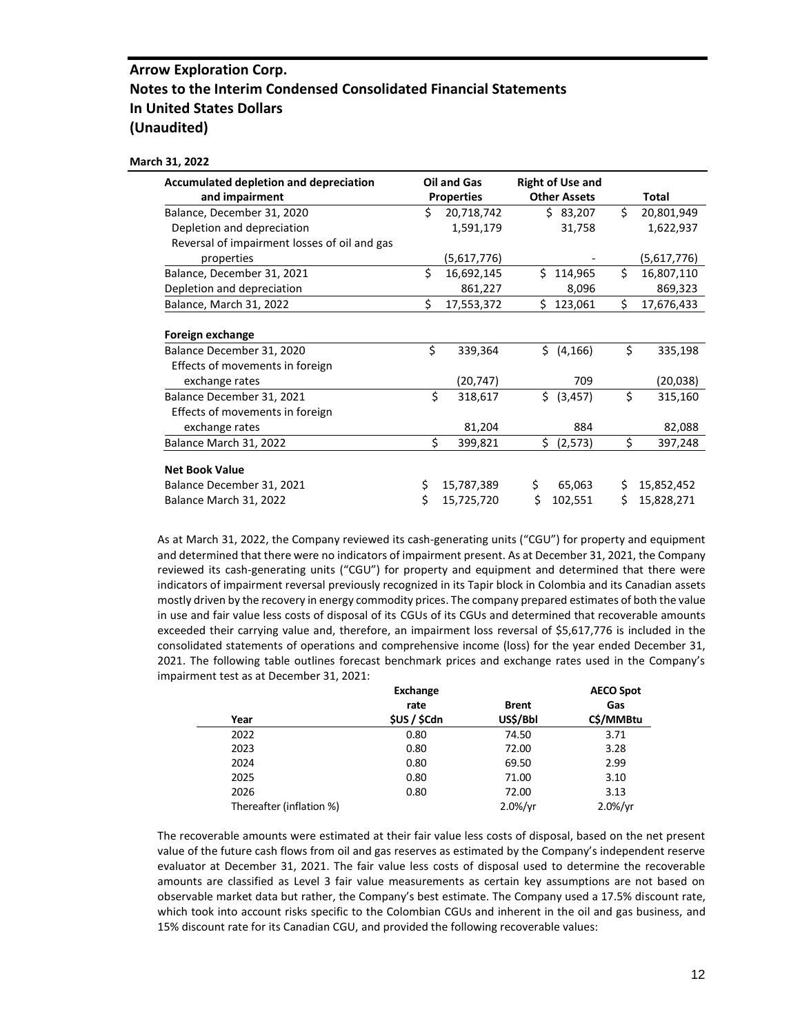**March 31, 2022**

| Accumulated depletion and depreciation and impairment | Oil and Gas Properties | Right of Use and Other Assets | Total |
|---|---|---|---|
| Balance, December 31, 2020 | $ 20,718,742 | $ 83,207 | $ 20,801,949 |
| Depletion and depreciation | 1,591,179 | 31,758 | 1,622,937 |
| Reversal of impairment losses of oil and gas properties | (5,617,776) | - | (5,617,776) |
| Balance, December 31, 2021 | $ 16,692,145 | $ 114,965 | $ 16,807,110 |
| Depletion and depreciation | 861,227 | 8,096 | 869,323 |
| Balance, March 31, 2022 | $ 17,553,372 | $ 123,061 | $ 17,676,433 |
| **Foreign exchange** | | | |
| Balance December 31, 2020 | $ 339,364 | $ (4,166) | $ 335,198 |
| Effects of movements in foreign exchange rates | (20,747) | 709 | (20,038) |
| Balance December 31, 2021 | $ 318,617 | $ (3,457) | $ 315,160 |
| Effects of movements in foreign exchange rates | 81,204 | 884 | 82,088 |
| Balance March 31, 2022 | $ 399,821 | $ (2,573) | $ 397,248 |
| **Net Book Value** | | | |
| Balance December 31, 2021 | $ 15,787,389 | $ 65,063 | $ 15,852,452 |
| Balance March 31, 2022 | $ 15,725,720 | $ 102,551 | $ 15,828,271 |

As at March 31, 2022, the Company reviewed its cash-generating units ("CGU") for property and equipment and determined that there were no indicators of impairment present. As at December 31, 2021, the Company reviewed its cash-generating units ("CGU") for property and equipment and determined that there were indicators of impairment reversal previously recognized in its Tapir block in Colombia and its Canadian assets mostly driven by the recovery in energy commodity prices. The company prepared estimates of both the value in use and fair value less costs of disposal of its CGUs of its CGUs and determined that recoverable amounts exceeded their carrying value and, therefore, an impairment loss reversal of $5,617,776 is included in the consolidated statements of operations and comprehensive income (loss) for the year ended December 31, 2021. The following table outlines forecast benchmark prices and exchange rates used in the Company's impairment test as at December 31, 2021:

| Year | Exchange rate $US / $Cdn | Brent US$/Bbl | AECO Spot Gas C$/MMBtu |
|---|---|---|---|
| 2022 | 0.80 | 74.50 | 3.71 |
| 2023 | 0.80 | 72.00 | 3.28 |
| 2024 | 0.80 | 69.50 | 2.99 |
| 2025 | 0.80 | 71.00 | 3.10 |
| 2026 | 0.80 | 72.00 | 3.13 |
| Thereafter (inflation %) | | 2.0%/yr | 2.0%/yr |

The recoverable amounts were estimated at their fair value less costs of disposal, based on the net present value of the future cash flows from oil and gas reserves as estimated by the Company's independent reserve evaluator at December 31, 2021. The fair value less costs of disposal used to determine the recoverable amounts are classified as Level 3 fair value measurements as certain key assumptions are not based on observable market data but rather, the Company's best estimate. The Company used a 17.5% discount rate, which took into account risks specific to the Colombian CGUs and inherent in the oil and gas business, and 15% discount rate for its Canadian CGU, and provided the following recoverable values: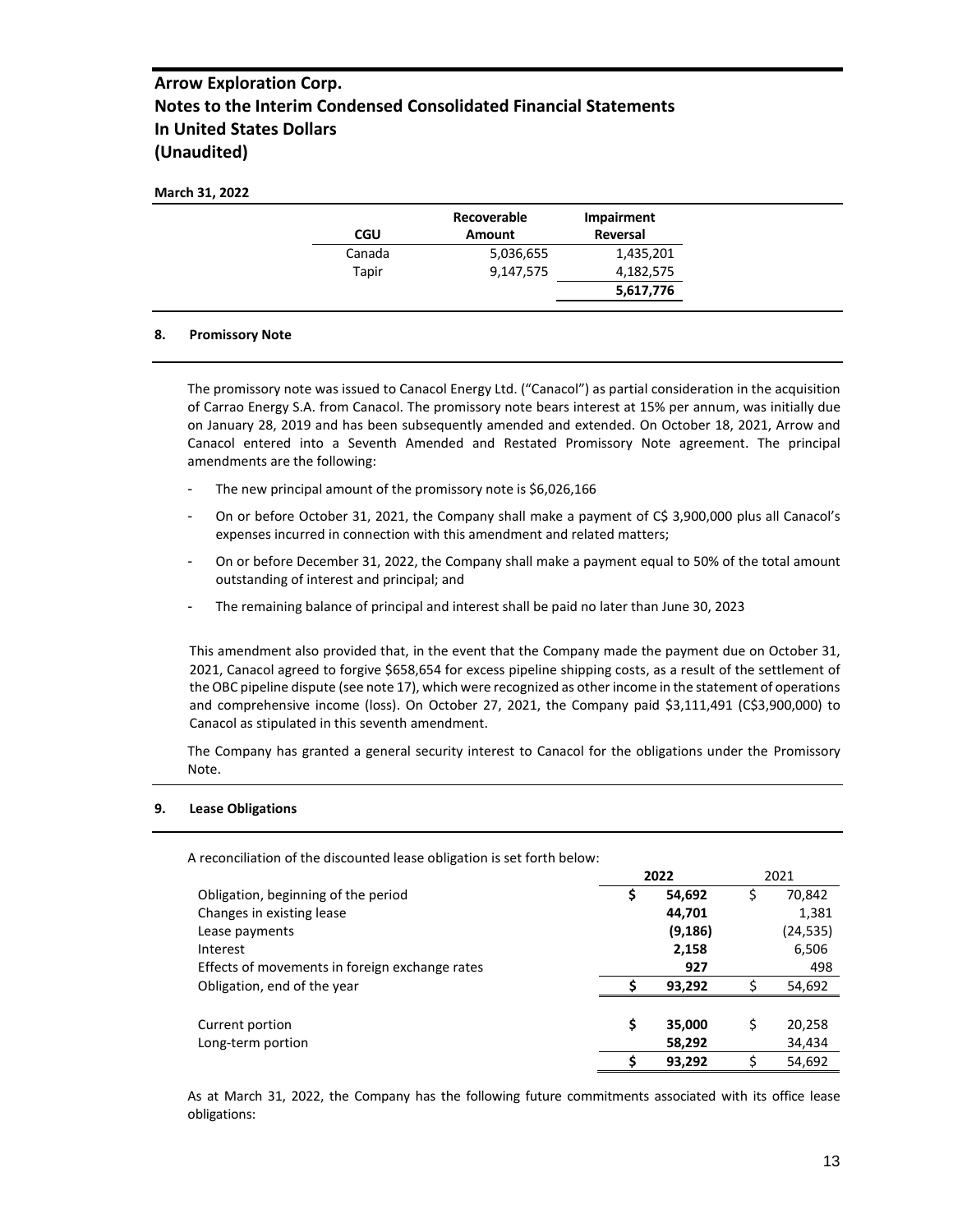**March 31, 2022**

| CGU | Recoverable Amount | Impairment Reversal |
|---|---|---|
| Canada | 5,036,655 | 1,435,201 |
| Tapir | 9,147,575 | 4,182,575 |
| | | **5,617,776** |

## 8. Promissory Note

The promissory note was issued to Canacol Energy Ltd. ("Canacol") as partial consideration in the acquisition of Carrao Energy S.A. from Canacol. The promissory note bears interest at 15% per annum, was initially due on January 28, 2019 and has been subsequently amended and extended. On October 18, 2021, Arrow and Canacol entered into a Seventh Amended and Restated Promissory Note agreement. The principal amendments are the following:

- The new principal amount of the promissory note is $6,026,166
- On or before October 31, 2021, the Company shall make a payment of C$ 3,900,000 plus all Canacol's expenses incurred in connection with this amendment and related matters;
- On or before December 31, 2022, the Company shall make a payment equal to 50% of the total amount outstanding of interest and principal; and
- The remaining balance of principal and interest shall be paid no later than June 30, 2023

This amendment also provided that, in the event that the Company made the payment due on October 31, 2021, Canacol agreed to forgive $658,654 for excess pipeline shipping costs, as a result of the settlement of the OBC pipeline dispute (see note 17), which were recognized as other income in the statement of operations and comprehensive income (loss). On October 27, 2021, the Company paid $3,111,491 (C$3,900,000) to Canacol as stipulated in this seventh amendment.

The Company has granted a general security interest to Canacol for the obligations under the Promissory Note.

## 9. Lease Obligations

A reconciliation of the discounted lease obligation is set forth below:

| | 2022 | 2021 |
|---|---|---|
| Obligation, beginning of the period | **$ 54,692** | $ 70,842 |
| Changes in existing lease | **44,701** | 1,381 |
| Lease payments | **(9,186)** | (24,535) |
| Interest | **2,158** | 6,506 |
| Effects of movements in foreign exchange rates | **927** | 498 |
| Obligation, end of the year | **$ 93,292** | $ 54,692 |
| | | |
| Current portion | **$ 35,000** | $ 20,258 |
| Long-term portion | **58,292** | 34,434 |
| | **$ 93,292** | $ 54,692 |

As at March 31, 2022, the Company has the following future commitments associated with its office lease obligations: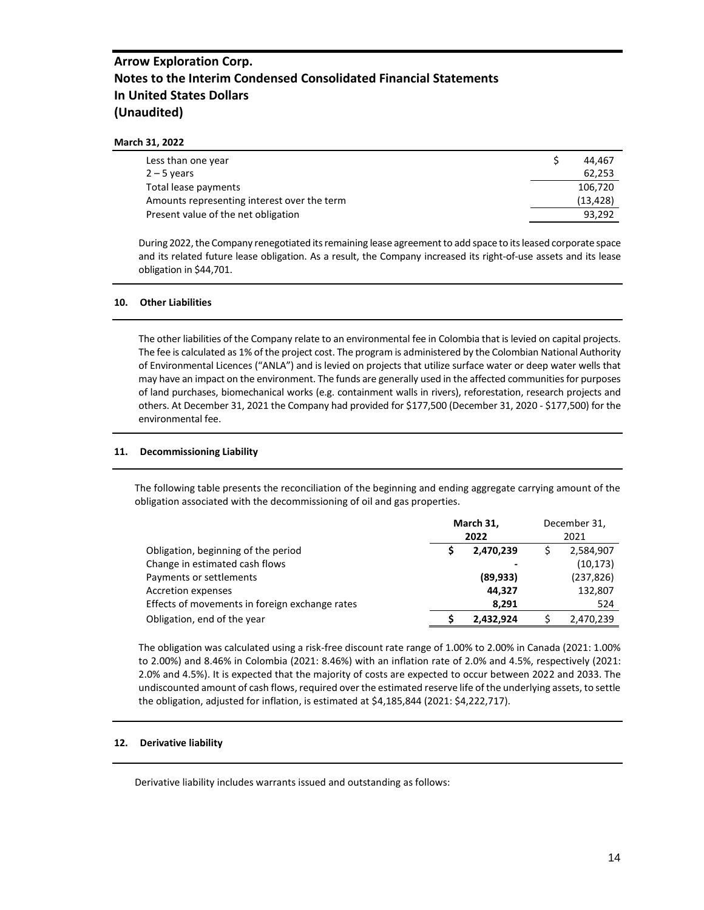**March 31, 2022**

| | |
|---|---|
| Less than one year | $ 44,467 |
| 2 – 5 years | 62,253 |
| Total lease payments | 106,720 |
| Amounts representing interest over the term | (13,428) |
| Present value of the net obligation | 93,292 |

During 2022, the Company renegotiated its remaining lease agreement to add space to its leased corporate space and its related future lease obligation. As a result, the Company increased its right-of-use assets and its lease obligation in $44,701.

## 10. Other Liabilities

The other liabilities of the Company relate to an environmental fee in Colombia that is levied on capital projects. The fee is calculated as 1% of the project cost. The program is administered by the Colombian National Authority of Environmental Licences ("ANLA") and is levied on projects that utilize surface water or deep water wells that may have an impact on the environment. The funds are generally used in the affected communities for purposes of land purchases, biomechanical works (e.g. containment walls in rivers), reforestation, research projects and others. At December 31, 2021 the Company had provided for $177,500 (December 31, 2020 - $177,500) for the environmental fee.

## 11. Decommissioning Liability

The following table presents the reconciliation of the beginning and ending aggregate carrying amount of the obligation associated with the decommissioning of oil and gas properties.

| | **March 31, 2022** | December 31, 2021 |
|---|---|---|
| Obligation, beginning of the period | **$ 2,470,239** | $ 2,584,907 |
| Change in estimated cash flows | **-** | (10,173) |
| Payments or settlements | **(89,933)** | (237,826) |
| Accretion expenses | **44,327** | 132,807 |
| Effects of movements in foreign exchange rates | **8,291** | 524 |
| Obligation, end of the year | **$ 2,432,924** | $ 2,470,239 |

The obligation was calculated using a risk-free discount rate range of 1.00% to 2.00% in Canada (2021: 1.00% to 2.00%) and 8.46% in Colombia (2021: 8.46%) with an inflation rate of 2.0% and 4.5%, respectively (2021: 2.0% and 4.5%). It is expected that the majority of costs are expected to occur between 2022 and 2033. The undiscounted amount of cash flows, required over the estimated reserve life of the underlying assets, to settle the obligation, adjusted for inflation, is estimated at $4,185,844 (2021: $4,222,717).

## 12. Derivative liability

Derivative liability includes warrants issued and outstanding as follows: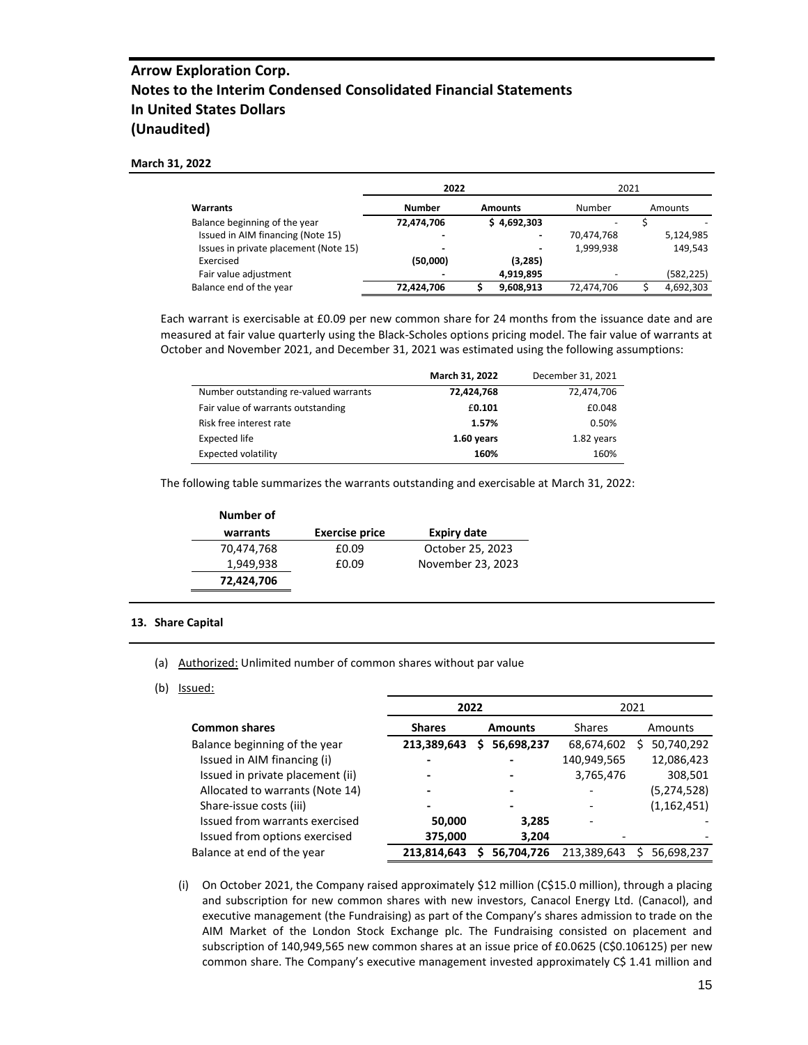**Arrow Exploration Corp.**
**Notes to the Interim Condensed Consolidated Financial Statements**
**In United States Dollars**
**(Unaudited)**

**March 31, 2022**

| | 2022 | | 2021 | |
|---|---|---|---|---|
| **Warrants** | **Number** | **Amounts** | Number | Amounts |
| Balance beginning of the year | **72,474,706** | **$ 4,692,303** | - | $ - |
| Issued in AIM financing (Note 15) | **-** | **-** | 70,474,768 | 5,124,985 |
| Issues in private placement (Note 15) | **-** | **-** | 1,999,938 | 149,543 |
| Exercised | **(50,000)** | **(3,285)** | | |
| Fair value adjustment | **-** | **4,919,895** | - | (582,225) |
| Balance end of the year | **72,424,706** | **$ 9,608,913** | 72,474,706 | $ 4,692,303 |

Each warrant is exercisable at £0.09 per new common share for 24 months from the issuance date and are measured at fair value quarterly using the Black-Scholes options pricing model. The fair value of warrants at October and November 2021, and December 31, 2021 was estimated using the following assumptions:

| | **March 31, 2022** | December 31, 2021 |
|---|---|---|
| Number outstanding re-valued warrants | **72,424,768** | 72,474,706 |
| Fair value of warrants outstanding | **£0.101** | £0.048 |
| Risk free interest rate | **1.57%** | 0.50% |
| Expected life | **1.60 years** | 1.82 years |
| Expected volatility | **160%** | 160% |

The following table summarizes the warrants outstanding and exercisable at March 31, 2022:

| **Number of warrants** | **Exercise price** | **Expiry date** |
|---|---|---|
| 70,474,768 | £0.09 | October 25, 2023 |
| 1,949,938 | £0.09 | November 23, 2023 |
| **72,424,706** | | |

**13. Share Capital**

(a) Authorized: Unlimited number of common shares without par value

(b) Issued:

| | 2022 | | 2021 | |
|---|---|---|---|---|
| **Common shares** | **Shares** | **Amounts** | Shares | Amounts |
| Balance beginning of the year | **213,389,643** | **$ 56,698,237** | 68,674,602 | $ 50,740,292 |
| Issued in AIM financing (i) | **-** | **-** | 140,949,565 | 12,086,423 |
| Issued in private placement (ii) | **-** | **-** | 3,765,476 | 308,501 |
| Allocated to warrants (Note 14) | **-** | **-** | - | (5,274,528) |
| Share-issue costs (iii) | **-** | **-** | - | (1,162,451) |
| Issued from warrants exercised | **50,000** | **3,285** | - | - |
| Issued from options exercised | **375,000** | **3,204** | - | - |
| Balance at end of the year | **213,814,643** | **$ 56,704,726** | 213,389,643 | $ 56,698,237 |

(i) On October 2021, the Company raised approximately $12 million (C$15.0 million), through a placing and subscription for new common shares with new investors, Canacol Energy Ltd. (Canacol), and executive management (the Fundraising) as part of the Company's shares admission to trade on the AIM Market of the London Stock Exchange plc. The Fundraising consisted on placement and subscription of 140,949,565 new common shares at an issue price of £0.0625 (C$0.106125) per new common share. The Company's executive management invested approximately C$ 1.41 million and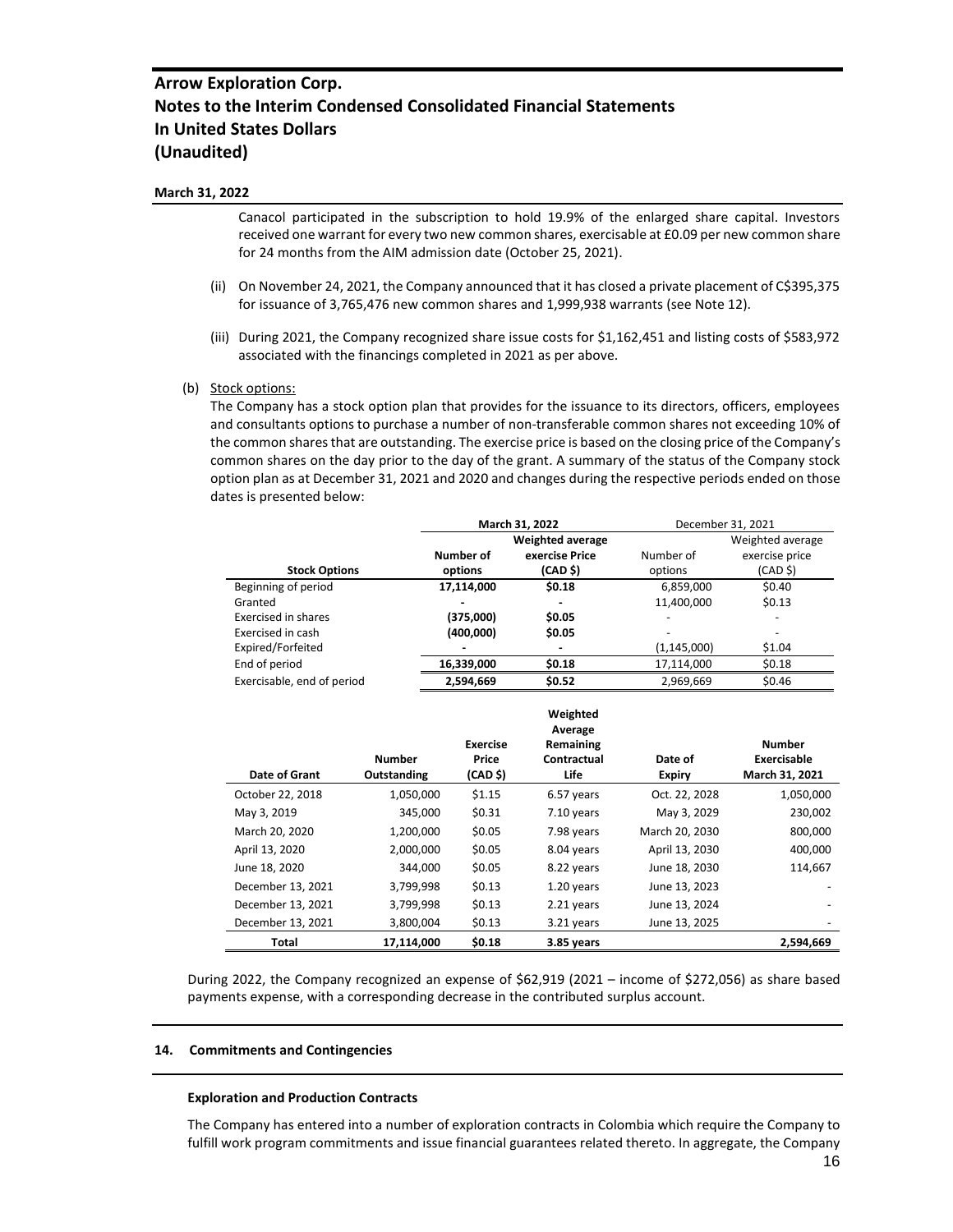**March 31, 2022**

Canacol participated in the subscription to hold 19.9% of the enlarged share capital. Investors received one warrant for every two new common shares, exercisable at £0.09 per new common share for 24 months from the AIM admission date (October 25, 2021).

(ii) On November 24, 2021, the Company announced that it has closed a private placement of C$395,375 for issuance of 3,765,476 new common shares and 1,999,938 warrants (see Note 12).

(iii) During 2021, the Company recognized share issue costs for $1,162,451 and listing costs of $583,972 associated with the financings completed in 2021 as per above.

(b) Stock options:

The Company has a stock option plan that provides for the issuance to its directors, officers, employees and consultants options to purchase a number of non-transferable common shares not exceeding 10% of the common shares that are outstanding. The exercise price is based on the closing price of the Company's common shares on the day prior to the day of the grant. A summary of the status of the Company stock option plan as at December 31, 2021 and 2020 and changes during the respective periods ended on those dates is presented below:

| | **March 31, 2022** | | December 31, 2021 | |
|---|---|---|---|---|
| **Stock Options** | **Number of options** | **Weighted average exercise Price (CAD $)** | Number of options | Weighted average exercise price (CAD $) |
| Beginning of period | **17,114,000** | **$0.18** | 6,859,000 | $0.40 |
| Granted | **-** | **-** | 11,400,000 | $0.13 |
| Exercised in shares | **(375,000)** | **$0.05** | - | - |
| Exercised in cash | **(400,000)** | **$0.05** | - | - |
| Expired/Forfeited | **-** | **-** | (1,145,000) | $1.04 |
| End of period | **16,339,000** | **$0.18** | 17,114,000 | $0.18 |
| Exercisable, end of period | **2,594,669** | **$0.52** | 2,969,669 | $0.46 |

| **Date of Grant** | **Number Outstanding** | **Exercise Price (CAD $)** | **Weighted Average Remaining Contractual Life** | **Date of Expiry** | **Number Exercisable March 31, 2021** |
|---|---|---|---|---|---|
| October 22, 2018 | 1,050,000 | $1.15 | 6.57 years | Oct. 22, 2028 | 1,050,000 |
| May 3, 2019 | 345,000 | $0.31 | 7.10 years | May 3, 2029 | 230,002 |
| March 20, 2020 | 1,200,000 | $0.05 | 7.98 years | March 20, 2030 | 800,000 |
| April 13, 2020 | 2,000,000 | $0.05 | 8.04 years | April 13, 2030 | 400,000 |
| June 18, 2020 | 344,000 | $0.05 | 8.22 years | June 18, 2030 | 114,667 |
| December 13, 2021 | 3,799,998 | $0.13 | 1.20 years | June 13, 2023 | - |
| December 13, 2021 | 3,799,998 | $0.13 | 2.21 years | June 13, 2024 | - |
| December 13, 2021 | 3,800,004 | $0.13 | 3.21 years | June 13, 2025 | - |
| **Total** | **17,114,000** | **$0.18** | **3.85 years** | | **2,594,669** |

During 2022, the Company recognized an expense of $62,919 (2021 – income of $272,056) as share based payments expense, with a corresponding decrease in the contributed surplus account.

## 14. Commitments and Contingencies

### Exploration and Production Contracts

The Company has entered into a number of exploration contracts in Colombia which require the Company to fulfill work program commitments and issue financial guarantees related thereto. In aggregate, the Company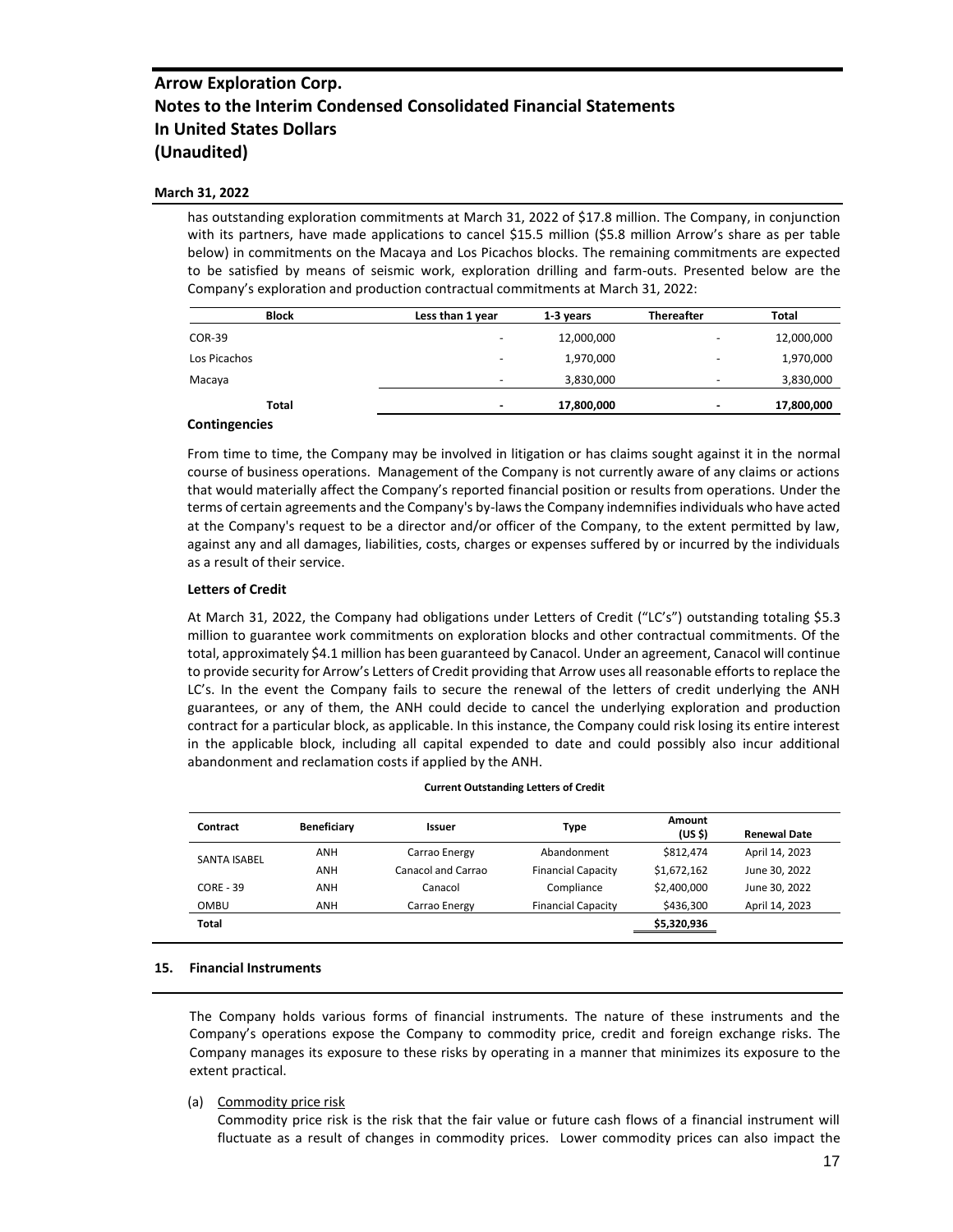has outstanding exploration commitments at March 31, 2022 of $17.8 million. The Company, in conjunction with its partners, have made applications to cancel $15.5 million ($5.8 million Arrow's share as per table below) in commitments on the Macaya and Los Picachos blocks. The remaining commitments are expected to be satisfied by means of seismic work, exploration drilling and farm-outs. Presented below are the Company's exploration and production contractual commitments at March 31, 2022:

| Block | Less than 1 year | 1-3 years | Thereafter | Total |
|---|---|---|---|---|
| COR-39 | - | 12,000,000 | - | 12,000,000 |
| Los Picachos | - | 1,970,000 | - | 1,970,000 |
| Macaya | - | 3,830,000 | - | 3,830,000 |
| **Total** | **-** | **17,800,000** | **-** | **17,800,000** |

**Contingencies**

From time to time, the Company may be involved in litigation or has claims sought against it in the normal course of business operations. Management of the Company is not currently aware of any claims or actions that would materially affect the Company's reported financial position or results from operations. Under the terms of certain agreements and the Company's by-laws the Company indemnifies individuals who have acted at the Company's request to be a director and/or officer of the Company, to the extent permitted by law, against any and all damages, liabilities, costs, charges or expenses suffered by or incurred by the individuals as a result of their service.

**Letters of Credit**

At March 31, 2022, the Company had obligations under Letters of Credit ("LC's") outstanding totaling $5.3 million to guarantee work commitments on exploration blocks and other contractual commitments. Of the total, approximately $4.1 million has been guaranteed by Canacol. Under an agreement, Canacol will continue to provide security for Arrow's Letters of Credit providing that Arrow uses all reasonable efforts to replace the LC's. In the event the Company fails to secure the renewal of the letters of credit underlying the ANH guarantees, or any of them, the ANH could decide to cancel the underlying exploration and production contract for a particular block, as applicable. In this instance, the Company could risk losing its entire interest in the applicable block, including all capital expended to date and could possibly also incur additional abandonment and reclamation costs if applied by the ANH.

**Current Outstanding Letters of Credit**

| Contract | Beneficiary | Issuer | Type | Amount (US $) | Renewal Date |
|---|---|---|---|---|---|
| SANTA ISABEL | ANH | Carrao Energy | Abandonment | $812,474 | April 14, 2023 |
| | ANH | Canacol and Carrao | Financial Capacity | $1,672,162 | June 30, 2022 |
| CORE - 39 | ANH | Canacol | Compliance | $2,400,000 | June 30, 2022 |
| OMBU | ANH | Carrao Energy | Financial Capacity | $436,300 | April 14, 2023 |
| **Total** | | | | $5,320,936 | |

## 15. Financial Instruments

The Company holds various forms of financial instruments. The nature of these instruments and the Company's operations expose the Company to commodity price, credit and foreign exchange risks. The Company manages its exposure to these risks by operating in a manner that minimizes its exposure to the extent practical.

(a) Commodity price risk

Commodity price risk is the risk that the fair value or future cash flows of a financial instrument will fluctuate as a result of changes in commodity prices. Lower commodity prices can also impact the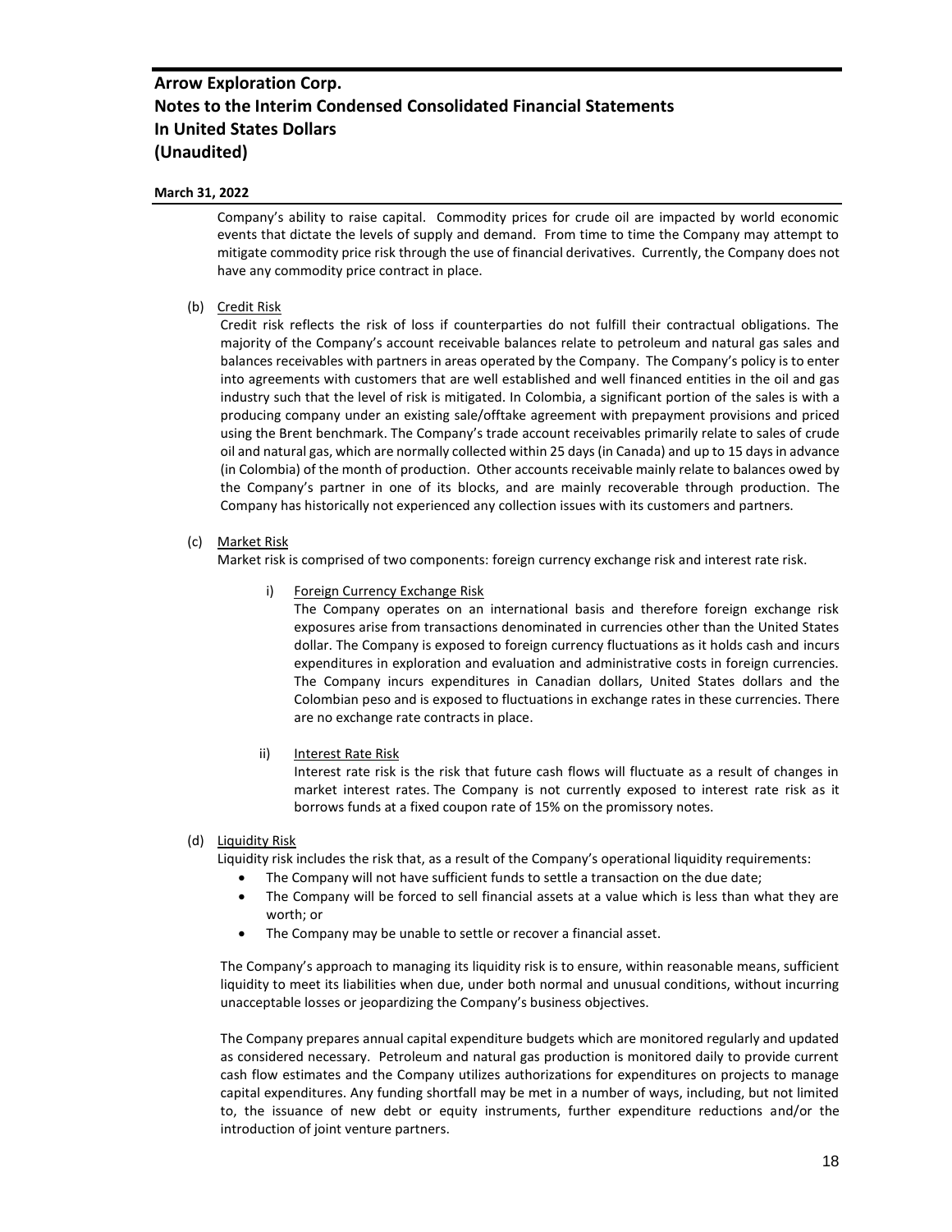Company's ability to raise capital. Commodity prices for crude oil are impacted by world economic events that dictate the levels of supply and demand. From time to time the Company may attempt to mitigate commodity price risk through the use of financial derivatives. Currently, the Company does not have any commodity price contract in place.

(b) Credit Risk

Credit risk reflects the risk of loss if counterparties do not fulfill their contractual obligations. The majority of the Company's account receivable balances relate to petroleum and natural gas sales and balances receivables with partners in areas operated by the Company. The Company's policy is to enter into agreements with customers that are well established and well financed entities in the oil and gas industry such that the level of risk is mitigated. In Colombia, a significant portion of the sales is with a producing company under an existing sale/offtake agreement with prepayment provisions and priced using the Brent benchmark. The Company's trade account receivables primarily relate to sales of crude oil and natural gas, which are normally collected within 25 days (in Canada) and up to 15 days in advance (in Colombia) of the month of production. Other accounts receivable mainly relate to balances owed by the Company's partner in one of its blocks, and are mainly recoverable through production. The Company has historically not experienced any collection issues with its customers and partners.

(c) Market Risk

Market risk is comprised of two components: foreign currency exchange risk and interest rate risk.

i) Foreign Currency Exchange Risk

The Company operates on an international basis and therefore foreign exchange risk exposures arise from transactions denominated in currencies other than the United States dollar. The Company is exposed to foreign currency fluctuations as it holds cash and incurs expenditures in exploration and evaluation and administrative costs in foreign currencies. The Company incurs expenditures in Canadian dollars, United States dollars and the Colombian peso and is exposed to fluctuations in exchange rates in these currencies. There are no exchange rate contracts in place.

ii) Interest Rate Risk

Interest rate risk is the risk that future cash flows will fluctuate as a result of changes in market interest rates. The Company is not currently exposed to interest rate risk as it borrows funds at a fixed coupon rate of 15% on the promissory notes.

(d) Liquidity Risk

Liquidity risk includes the risk that, as a result of the Company's operational liquidity requirements:

- The Company will not have sufficient funds to settle a transaction on the due date;
- The Company will be forced to sell financial assets at a value which is less than what they are worth; or
- The Company may be unable to settle or recover a financial asset.

The Company's approach to managing its liquidity risk is to ensure, within reasonable means, sufficient liquidity to meet its liabilities when due, under both normal and unusual conditions, without incurring unacceptable losses or jeopardizing the Company's business objectives.

The Company prepares annual capital expenditure budgets which are monitored regularly and updated as considered necessary. Petroleum and natural gas production is monitored daily to provide current cash flow estimates and the Company utilizes authorizations for expenditures on projects to manage capital expenditures. Any funding shortfall may be met in a number of ways, including, but not limited to, the issuance of new debt or equity instruments, further expenditure reductions and/or the introduction of joint venture partners.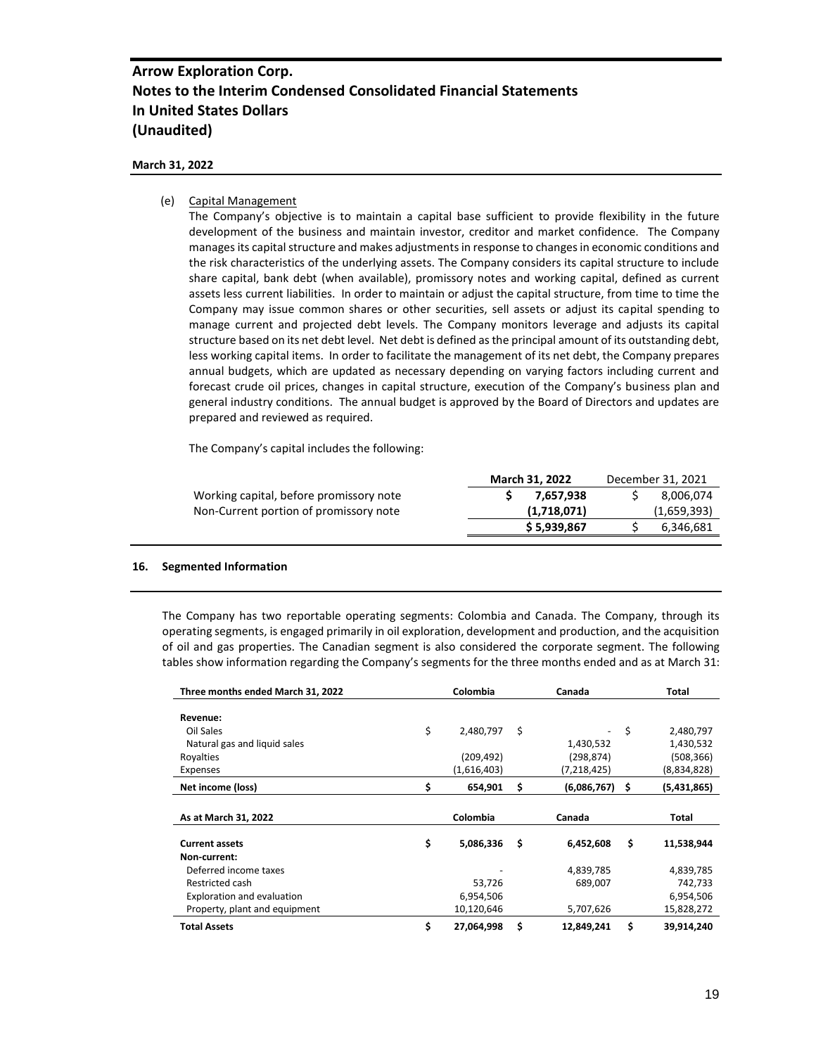(e) Capital Management

The Company's objective is to maintain a capital base sufficient to provide flexibility in the future development of the business and maintain investor, creditor and market confidence. The Company manages its capital structure and makes adjustments in response to changes in economic conditions and the risk characteristics of the underlying assets. The Company considers its capital structure to include share capital, bank debt (when available), promissory notes and working capital, defined as current assets less current liabilities. In order to maintain or adjust the capital structure, from time to time the Company may issue common shares or other securities, sell assets or adjust its capital spending to manage current and projected debt levels. The Company monitors leverage and adjusts its capital structure based on its net debt level. Net debt is defined as the principal amount of its outstanding debt, less working capital items. In order to facilitate the management of its net debt, the Company prepares annual budgets, which are updated as necessary depending on varying factors including current and forecast crude oil prices, changes in capital structure, execution of the Company's business plan and general industry conditions. The annual budget is approved by the Board of Directors and updates are prepared and reviewed as required.

The Company's capital includes the following:

| | **March 31, 2022** | December 31, 2021 |
|---|---|---|
| Working capital, before promissory note | **$ 7,657,938** | $ 8,006,074 |
| Non-Current portion of promissory note | **(1,718,071)** | (1,659,393) |
| | **$ 5,939,867** | $ 6,346,681 |

## 16. Segmented Information

The Company has two reportable operating segments: Colombia and Canada. The Company, through its operating segments, is engaged primarily in oil exploration, development and production, and the acquisition of oil and gas properties. The Canadian segment is also considered the corporate segment. The following tables show information regarding the Company's segments for the three months ended and as at March 31:

| **Three months ended March 31, 2022** | **Colombia** | **Canada** | **Total** |
|---|---|---|---|
| **Revenue:** | | | |
| Oil Sales | $ 2,480,797 | $ - | $ 2,480,797 |
| Natural gas and liquid sales | | 1,430,532 | 1,430,532 |
| Royalties | (209,492) | (298,874) | (508,366) |
| Expenses | (1,616,403) | (7,218,425) | (8,834,828) |
| **Net income (loss)** | **$ 654,901** | **$ (6,086,767)** | **$ (5,431,865)** |

| **As at March 31, 2022** | **Colombia** | **Canada** | **Total** |
|---|---|---|---|
| **Current assets** | **$ 5,086,336** | **$ 6,452,608** | **$ 11,538,944** |
| **Non-current:** | | | |
| Deferred income taxes | - | 4,839,785 | 4,839,785 |
| Restricted cash | 53,726 | 689,007 | 742,733 |
| Exploration and evaluation | 6,954,506 | | 6,954,506 |
| Property, plant and equipment | 10,120,646 | 5,707,626 | 15,828,272 |
| **Total Assets** | **$ 27,064,998** | **$ 12,849,241** | **$ 39,914,240** |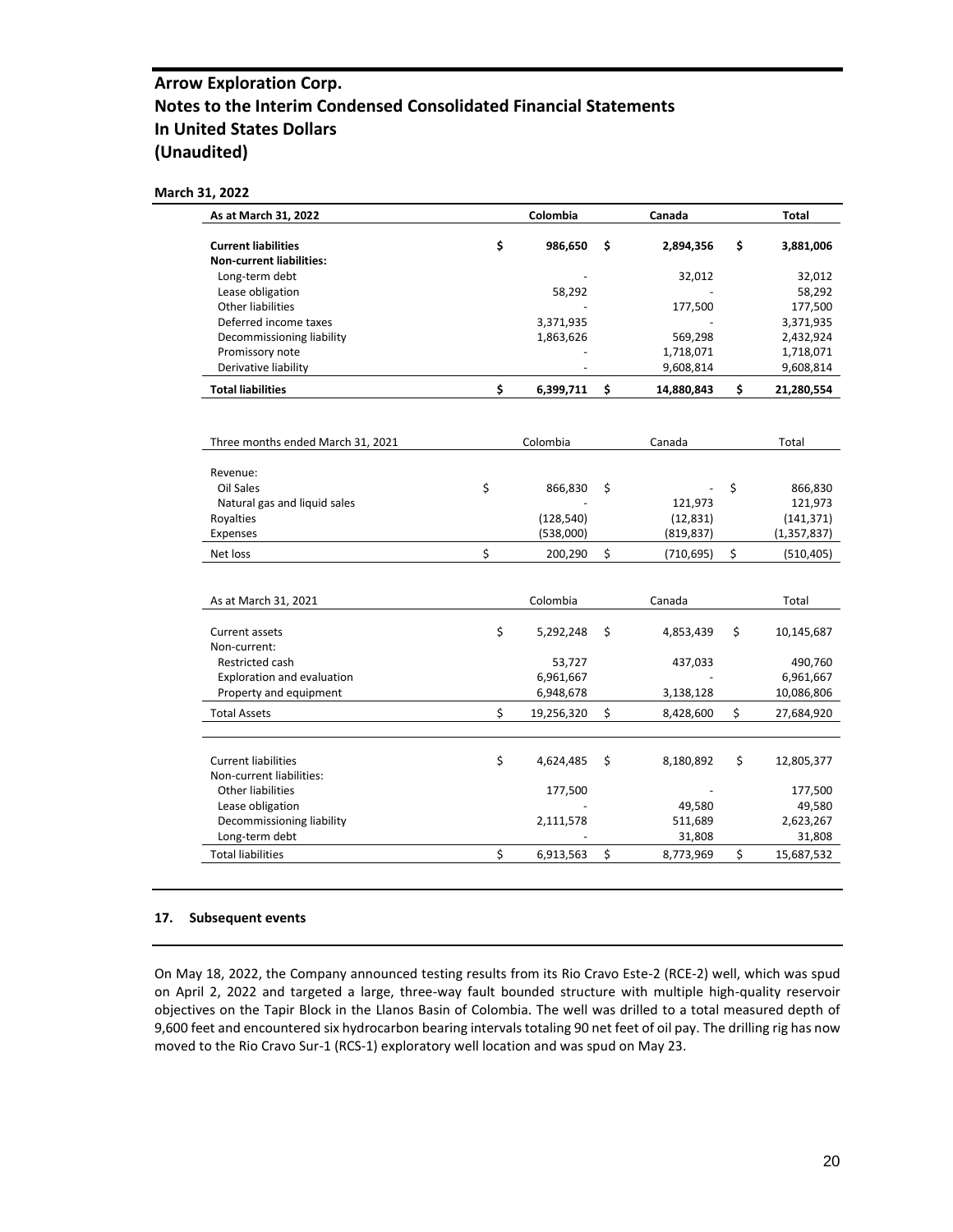**March 31, 2022**

| As at March 31, 2022 | Colombia | Canada | Total |
|---|---|---|---|
| **Current liabilities** | **$ 986,650** | **$ 2,894,356** | **$ 3,881,006** |
| **Non-current liabilities:** | | | |
| Long-term debt | - | 32,012 | 32,012 |
| Lease obligation | 58,292 | - | 58,292 |
| Other liabilities | - | 177,500 | 177,500 |
| Deferred income taxes | 3,371,935 | - | 3,371,935 |
| Decommissioning liability | 1,863,626 | 569,298 | 2,432,924 |
| Promissory note | - | 1,718,071 | 1,718,071 |
| Derivative liability | - | 9,608,814 | 9,608,814 |
| **Total liabilities** | **$ 6,399,711** | **$ 14,880,843** | **$ 21,280,554** |

| Three months ended March 31, 2021 | Colombia | Canada | Total |
|---|---|---|---|
| Revenue: | | | |
| Oil Sales | $ 866,830 | $ - | $ 866,830 |
| Natural gas and liquid sales | - | 121,973 | 121,973 |
| Royalties | (128,540) | (12,831) | (141,371) |
| Expenses | (538,000) | (819,837) | (1,357,837) |
| Net loss | $ 200,290 | $ (710,695) | $ (510,405) |

| As at March 31, 2021 | Colombia | Canada | Total |
|---|---|---|---|
| Current assets | $ 5,292,248 | $ 4,853,439 | $ 10,145,687 |
| Non-current: | | | |
| Restricted cash | 53,727 | 437,033 | 490,760 |
| Exploration and evaluation | 6,961,667 | - | 6,961,667 |
| Property and equipment | 6,948,678 | 3,138,128 | 10,086,806 |
| Total Assets | $ 19,256,320 | $ 8,428,600 | $ 27,684,920 |
| | | | |
| Current liabilities | $ 4,624,485 | $ 8,180,892 | $ 12,805,377 |
| Non-current liabilities: | | | |
| Other liabilities | 177,500 | - | 177,500 |
| Lease obligation | - | 49,580 | 49,580 |
| Decommissioning liability | 2,111,578 | 511,689 | 2,623,267 |
| Long-term debt | - | 31,808 | 31,808 |
| Total liabilities | $ 6,913,563 | $ 8,773,969 | $ 15,687,532 |

## 17. Subsequent events

On May 18, 2022, the Company announced testing results from its Rio Cravo Este-2 (RCE-2) well, which was spud on April 2, 2022 and targeted a large, three-way fault bounded structure with multiple high-quality reservoir objectives on the Tapir Block in the Llanos Basin of Colombia. The well was drilled to a total measured depth of 9,600 feet and encountered six hydrocarbon bearing intervals totaling 90 net feet of oil pay. The drilling rig has now moved to the Rio Cravo Sur-1 (RCS-1) exploratory well location and was spud on May 23.